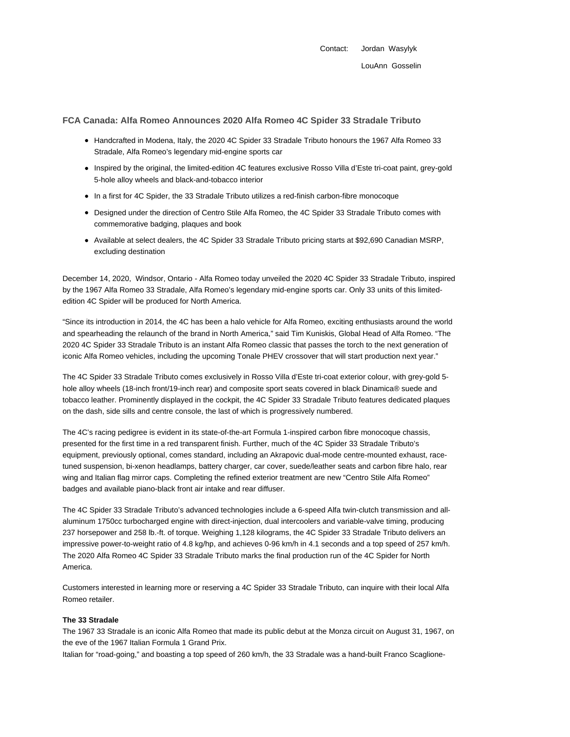Contact: Jordan Wasylyk

LouAnn Gosselin

## FCA Canada: Alfa Romeo Announces 2020 Alfa Romeo 4C Spider 33 Stradale Tributo

- Handcrafted in Modena, Italy, the 2020 4C Spider 33 Stradale Tributo honours the 1967 Alfa Romeo 33 Stradale, Alfa Romeo's legendary mid-engine sports car
- Inspired by the original, the limited-edition 4C features exclusive Rosso Villa d'Este tri-coat paint, grey-gold 5-hole alloy wheels and black-and-tobacco interior
- In a first for 4C Spider, the 33 Stradale Tributo utilizes a red-finish carbon-fibre monocoque
- Designed under the direction of Centro Stile Alfa Romeo, the 4C Spider 33 Stradale Tributo comes with commemorative badging, plaques and book
- Available at select dealers, the 4C Spider 33 Stradale Tributo pricing starts at $92,690 Canadian MSRP, excluding destination

December 14, 2020, Windsor, Ontario - Alfa Romeo today unveiled the 2020 4C Spider 33 Stradale Tributo, inspired by the 1967 Alfa Romeo 33 Stradale, Alfa Romeo's legendary mid-engine sports car. Only 33 units of this limited-edition 4C Spider will be produced for North America.

"Since its introduction in 2014, the 4C has been a halo vehicle for Alfa Romeo, exciting enthusiasts around the world and spearheading the relaunch of the brand in North America," said Tim Kuniskis, Global Head of Alfa Romeo. "The 2020 4C Spider 33 Stradale Tributo is an instant Alfa Romeo classic that passes the torch to the next generation of iconic Alfa Romeo vehicles, including the upcoming Tonale PHEV crossover that will start production next year."

The 4C Spider 33 Stradale Tributo comes exclusively in Rosso Villa d'Este tri-coat exterior colour, with grey-gold 5-hole alloy wheels (18-inch front/19-inch rear) and composite sport seats covered in black Dinamica® suede and tobacco leather. Prominently displayed in the cockpit, the 4C Spider 33 Stradale Tributo features dedicated plaques on the dash, side sills and centre console, the last of which is progressively numbered.

The 4C's racing pedigree is evident in its state-of-the-art Formula 1-inspired carbon fibre monocoque chassis, presented for the first time in a red transparent finish. Further, much of the 4C Spider 33 Stradale Tributo's equipment, previously optional, comes standard, including an Akrapovic dual-mode centre-mounted exhaust, race-tuned suspension, bi-xenon headlamps, battery charger, car cover, suede/leather seats and carbon fibre halo, rear wing and Italian flag mirror caps. Completing the refined exterior treatment are new "Centro Stile Alfa Romeo" badges and available piano-black front air intake and rear diffuser.

The 4C Spider 33 Stradale Tributo's advanced technologies include a 6-speed Alfa twin-clutch transmission and all-aluminum 1750cc turbocharged engine with direct-injection, dual intercoolers and variable-valve timing, producing 237 horsepower and 258 lb.-ft. of torque. Weighing 1,128 kilograms, the 4C Spider 33 Stradale Tributo delivers an impressive power-to-weight ratio of 4.8 kg/hp, and achieves 0-96 km/h in 4.1 seconds and a top speed of 257 km/h. The 2020 Alfa Romeo 4C Spider 33 Stradale Tributo marks the final production run of the 4C Spider for North America.

Customers interested in learning more or reserving a 4C Spider 33 Stradale Tributo, can inquire with their local Alfa Romeo retailer.

**The 33 Stradale**

The 1967 33 Stradale is an iconic Alfa Romeo that made its public debut at the Monza circuit on August 31, 1967, on the eve of the 1967 Italian Formula 1 Grand Prix.

Italian for "road-going," and boasting a top speed of 260 km/h, the 33 Stradale was a hand-built Franco Scaglione-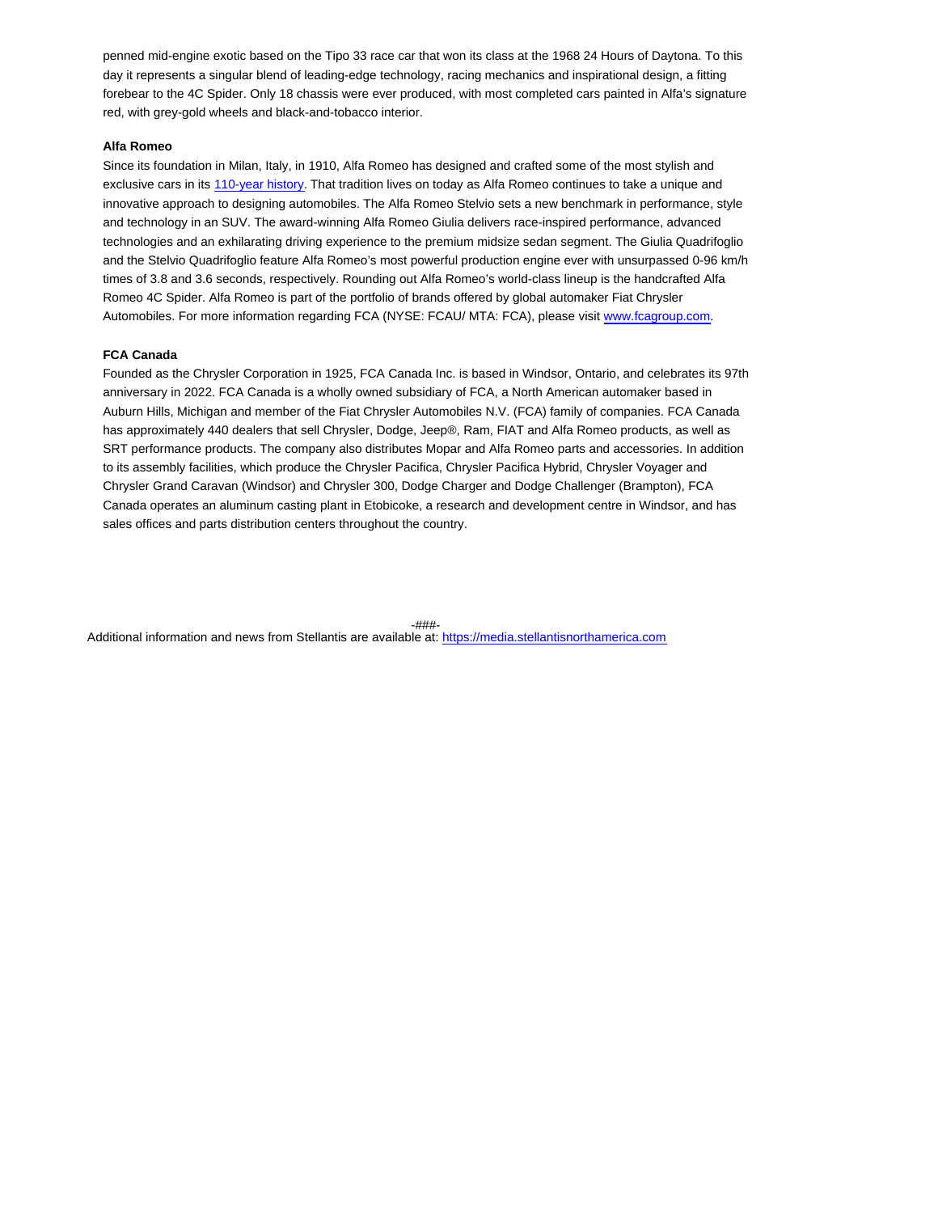penned mid-engine exotic based on the Tipo 33 race car that won its class at the 1968 24 Hours of Daytona. To this day it represents a singular blend of leading-edge technology, racing mechanics and inspirational design, a fitting forebear to the 4C Spider. Only 18 chassis were ever produced, with most completed cars painted in Alfa's signature red, with grey-gold wheels and black-and-tobacco interior.

**Alfa Romeo**

Since its foundation in Milan, Italy, in 1910, Alfa Romeo has designed and crafted some of the most stylish and exclusive cars in its 110-year history. That tradition lives on today as Alfa Romeo continues to take a unique and innovative approach to designing automobiles. The Alfa Romeo Stelvio sets a new benchmark in performance, style and technology in an SUV. The award-winning Alfa Romeo Giulia delivers race-inspired performance, advanced technologies and an exhilarating driving experience to the premium midsize sedan segment. The Giulia Quadrifoglio and the Stelvio Quadrifoglio feature Alfa Romeo's most powerful production engine ever with unsurpassed 0-96 km/h times of 3.8 and 3.6 seconds, respectively. Rounding out Alfa Romeo's world-class lineup is the handcrafted Alfa Romeo 4C Spider. Alfa Romeo is part of the portfolio of brands offered by global automaker Fiat Chrysler Automobiles. For more information regarding FCA (NYSE: FCAU/ MTA: FCA), please visit www.fcagroup.com.

**FCA Canada**

Founded as the Chrysler Corporation in 1925, FCA Canada Inc. is based in Windsor, Ontario, and celebrates its 97th anniversary in 2022. FCA Canada is a wholly owned subsidiary of FCA, a North American automaker based in Auburn Hills, Michigan and member of the Fiat Chrysler Automobiles N.V. (FCA) family of companies. FCA Canada has approximately 440 dealers that sell Chrysler, Dodge, Jeep®, Ram, FIAT and Alfa Romeo products, as well as SRT performance products. The company also distributes Mopar and Alfa Romeo parts and accessories. In addition to its assembly facilities, which produce the Chrysler Pacifica, Chrysler Pacifica Hybrid, Chrysler Voyager and Chrysler Grand Caravan (Windsor) and Chrysler 300, Dodge Charger and Dodge Challenger (Brampton), FCA Canada operates an aluminum casting plant in Etobicoke, a research and development centre in Windsor, and has sales offices and parts distribution centers throughout the country.

-###-

Additional information and news from Stellantis are available at: https://media.stellantisnorthamerica.com